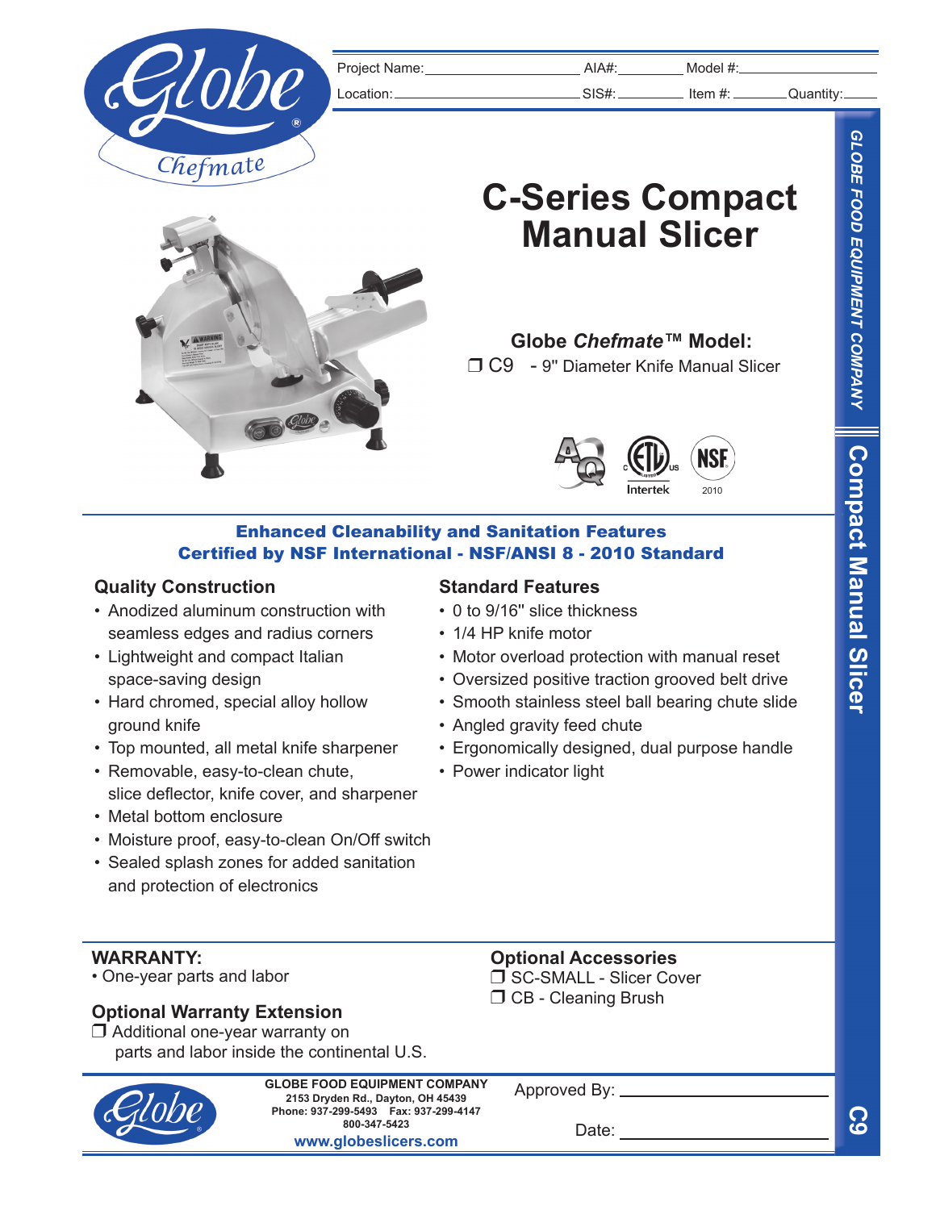Project Name: ____________ AIA#: ________ Model #: ____________

Location: ____________ SIS#: ________ Item #: ________ Quantity: ____

# C-Series Compact Manual Slicer

**Globe *Chefmate*™ Model:**

❐ C9 - 9" Diameter Knife Manual Slicer

Intertek

NSF 2010

**Enhanced Cleanability and Sanitation Features**
**Certified by NSF International - NSF/ANSI 8 - 2010 Standard**

### Quality Construction

- Anodized aluminum construction with seamless edges and radius corners
- Lightweight and compact Italian space-saving design
- Hard chromed, special alloy hollow ground knife
- Top mounted, all metal knife sharpener
- Removable, easy-to-clean chute, slice deflector, knife cover, and sharpener
- Metal bottom enclosure
- Moisture proof, easy-to-clean On/Off switch
- Sealed splash zones for added sanitation and protection of electronics

### Standard Features

- 0 to 9/16" slice thickness
- 1/4 HP knife motor
- Motor overload protection with manual reset
- Oversized positive traction grooved belt drive
- Smooth stainless steel ball bearing chute slide
- Angled gravity feed chute
- Ergonomically designed, dual purpose handle
- Power indicator light

### WARRANTY:

- One-year parts and labor

### Optional Warranty Extension

❐ Additional one-year warranty on parts and labor inside the continental U.S.

### Optional Accessories

❐ SC-SMALL - Slicer Cover

❐ CB - Cleaning Brush

**GLOBE FOOD EQUIPMENT COMPANY**
**2153 Dryden Rd., Dayton, OH 45439**
**Phone: 937-299-5493 Fax: 937-299-4147**
**800-347-5423**
**www.globeslicers.com**

Approved By: ____________

Date: ____________

GLOBE FOOD EQUIPMENT COMPANY | Compact Manual Slicer | C9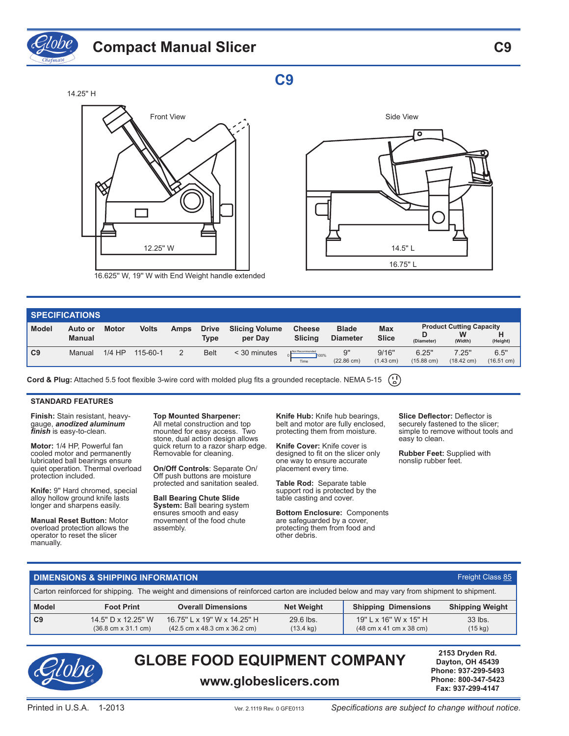# Compact Manual Slicer

**C9**

## C9

14.25" H

Front View

12.25" W

16.625" W, 19" W with End Weight handle extended

Side View

14.5" L

16.75" L

## SPECIFICATIONS

| Model | Auto or Manual | Motor | Volts | Amps | Drive Type | Slicing Volume per Day | Cheese Slicing | Blade Diameter | Max Slice | Product Cutting Capacity D (Diameter) | W (Width) | H (Height) |
|---|---|---|---|---|---|---|---|---|---|---|---|---|
| C9 | Manual | 1/4 HP | 115-60-1 | 2 | Belt | < 30 minutes | Not Recommended (0 – 100% Time) | 9" (22.86 cm) | 9/16" (1.43 cm) | 6.25" (15.88 cm) | 7.25" (18.42 cm) | 6.5" (16.51 cm) |

**Cord & Plug:** Attached 5.5 foot flexible 3-wire cord with molded plug fits a grounded receptacle. NEMA 5-15

## STANDARD FEATURES

**Finish:** Stain resistant, heavy-gauge, ***anodized aluminum finish*** is easy-to-clean.

**Motor:** 1/4 HP, Powerful fan cooled motor and permanently lubricated ball bearings ensure quiet operation. Thermal overload protection included.

**Knife:** 9" Hard chromed, special alloy hollow ground knife lasts longer and sharpens easily.

**Manual Reset Button:** Motor overload protection allows the operator to reset the slicer manually.

**Top Mounted Sharpener:** All metal construction and top mounted for easy access. Two stone, dual action design allows quick return to a razor sharp edge. Removable for cleaning.

**On/Off Controls**: Separate On/Off push buttons are moisture protected and sanitation sealed.

**Ball Bearing Chute Slide System:** Ball bearing system ensures smooth and easy movement of the food chute assembly.

**Knife Hub:** Knife hub bearings, belt and motor are fully enclosed, protecting them from moisture.

**Knife Cover:** Knife cover is designed to fit on the slicer only one way to ensure accurate placement every time.

**Table Rod:** Separate table support rod is protected by the table casting and cover.

**Bottom Enclosure:** Components are safeguarded by a cover, protecting them from food and other debris.

**Slice Deflector:** Deflector is securely fastened to the slicer; simple to remove without tools and easy to clean.

**Rubber Feet:** Supplied with nonslip rubber feet.

## DIMENSIONS & SHIPPING INFORMATION

Freight Class 85

Carton reinforced for shipping. The weight and dimensions of reinforced carton are included below and may vary from shipment to shipment.

| Model | Foot Print | Overall Dimensions | Net Weight | Shipping Dimensions | Shipping Weight |
|---|---|---|---|---|---|
| C9 | 14.5" D x 12.25" W (36.8 cm x 31.1 cm) | 16.75" L x 19" W x 14.25" H (42.5 cm x 48.3 cm x 36.2 cm) | 29.6 lbs. (13.4 kg) | 19" L x 16" W x 15" H (48 cm x 41 cm x 38 cm) | 33 lbs. (15 kg) |

**GLOBE FOOD EQUIPMENT COMPANY**

**www.globeslicers.com**

**2153 Dryden Rd.**
**Dayton, OH 45439**
**Phone: 937-299-5493**
**Phone: 800-347-5423**
**Fax: 937-299-4147**

Printed in U.S.A. 1-2013

Ver. 2.1119 Rev. 0 GFE0113

*Specifications are subject to change without notice.*